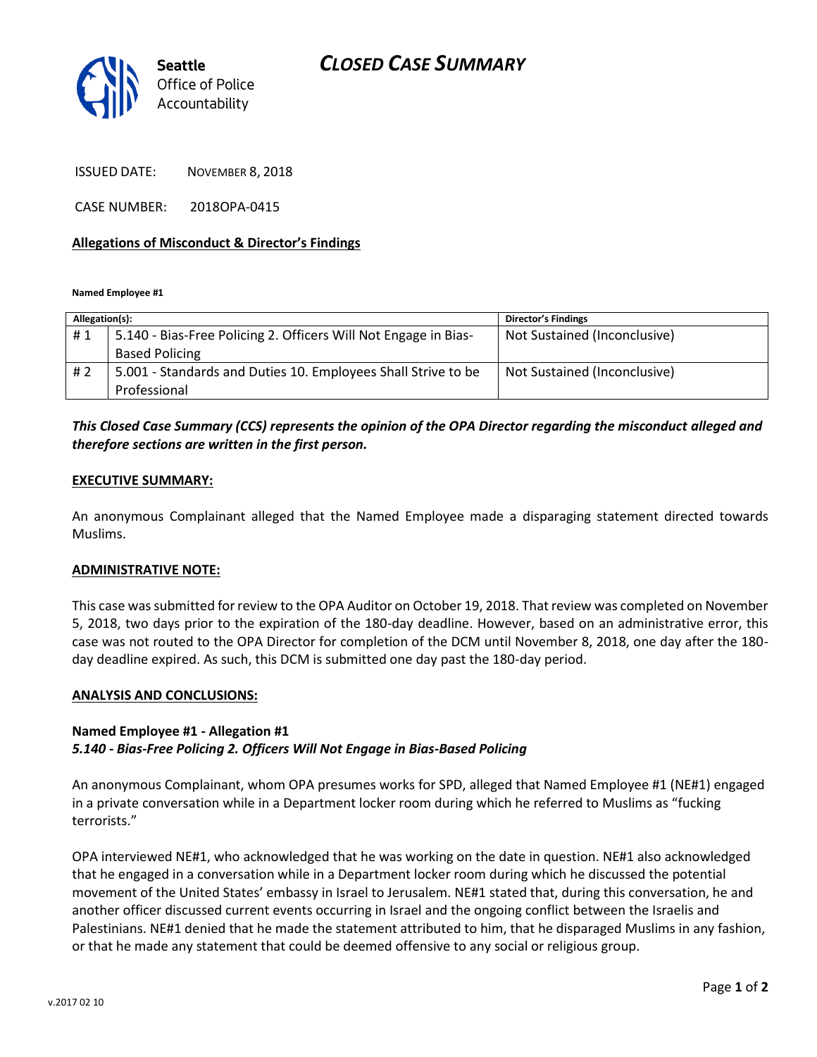**Seattle** Office of Police Accountability

# CLOSED CASE SUMMARY

ISSUED DATE: NOVEMBER 8, 2018

CASE NUMBER: 2018OPA-0415

**Allegations of Misconduct & Director's Findings**

**Named Employee #1**

| Allegation(s): | | Director's Findings |
|---|---|---|
| # 1 | 5.140 - Bias-Free Policing 2. Officers Will Not Engage in Bias-Based Policing | Not Sustained (Inconclusive) |
| # 2 | 5.001 - Standards and Duties 10. Employees Shall Strive to be Professional | Not Sustained (Inconclusive) |

***This Closed Case Summary (CCS) represents the opinion of the OPA Director regarding the misconduct alleged and therefore sections are written in the first person.***

**EXECUTIVE SUMMARY:**

An anonymous Complainant alleged that the Named Employee made a disparaging statement directed towards Muslims.

**ADMINISTRATIVE NOTE:**

This case was submitted for review to the OPA Auditor on October 19, 2018. That review was completed on November 5, 2018, two days prior to the expiration of the 180-day deadline. However, based on an administrative error, this case was not routed to the OPA Director for completion of the DCM until November 8, 2018, one day after the 180-day deadline expired. As such, this DCM is submitted one day past the 180-day period.

**ANALYSIS AND CONCLUSIONS:**

**Named Employee #1 - Allegation #1**
***5.140 - Bias-Free Policing 2. Officers Will Not Engage in Bias-Based Policing***

An anonymous Complainant, whom OPA presumes works for SPD, alleged that Named Employee #1 (NE#1) engaged in a private conversation while in a Department locker room during which he referred to Muslims as "fucking terrorists."

OPA interviewed NE#1, who acknowledged that he was working on the date in question. NE#1 also acknowledged that he engaged in a conversation while in a Department locker room during which he discussed the potential movement of the United States' embassy in Israel to Jerusalem. NE#1 stated that, during this conversation, he and another officer discussed current events occurring in Israel and the ongoing conflict between the Israelis and Palestinians. NE#1 denied that he made the statement attributed to him, that he disparaged Muslims in any fashion, or that he made any statement that could be deemed offensive to any social or religious group.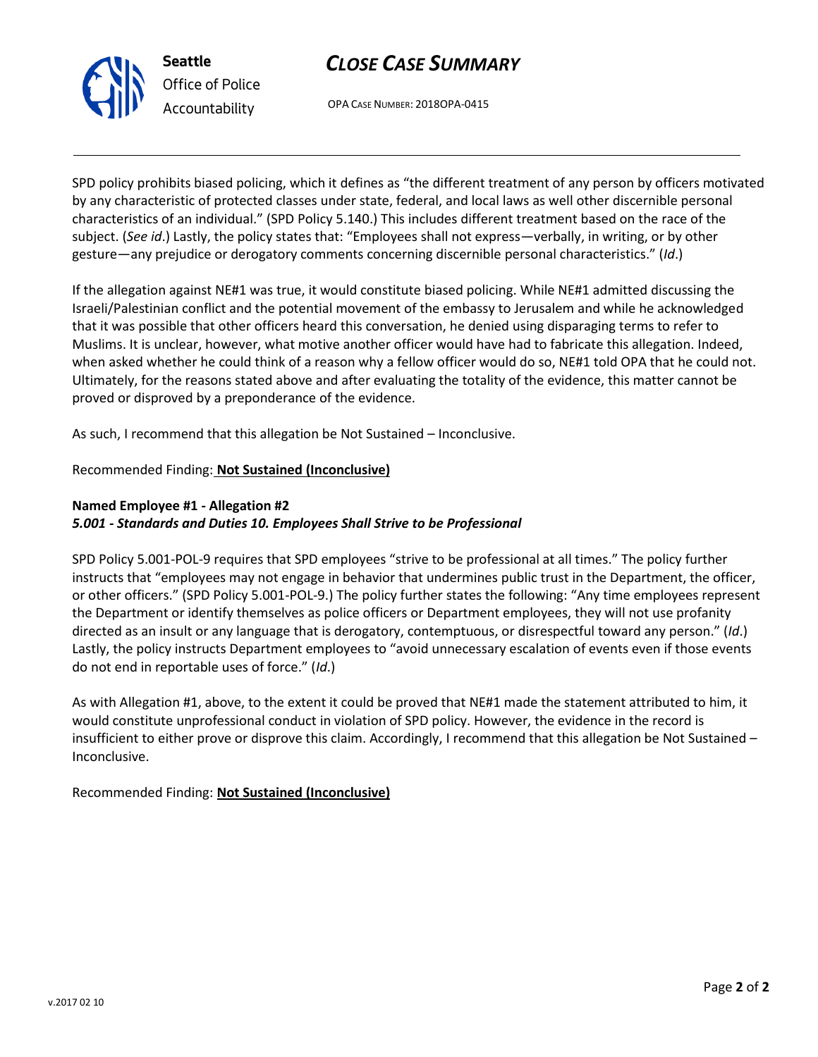SPD policy prohibits biased policing, which it defines as "the different treatment of any person by officers motivated by any characteristic of protected classes under state, federal, and local laws as well other discernible personal characteristics of an individual." (SPD Policy 5.140.) This includes different treatment based on the race of the subject. (*See id*.) Lastly, the policy states that: "Employees shall not express—verbally, in writing, or by other gesture—any prejudice or derogatory comments concerning discernible personal characteristics." (*Id*.)

If the allegation against NE#1 was true, it would constitute biased policing. While NE#1 admitted discussing the Israeli/Palestinian conflict and the potential movement of the embassy to Jerusalem and while he acknowledged that it was possible that other officers heard this conversation, he denied using disparaging terms to refer to Muslims. It is unclear, however, what motive another officer would have had to fabricate this allegation. Indeed, when asked whether he could think of a reason why a fellow officer would do so, NE#1 told OPA that he could not. Ultimately, for the reasons stated above and after evaluating the totality of the evidence, this matter cannot be proved or disproved by a preponderance of the evidence.

As such, I recommend that this allegation be Not Sustained – Inconclusive.

Recommended Finding: **Not Sustained (Inconclusive)**

**Named Employee #1 - Allegation #2**
***5.001 - Standards and Duties 10. Employees Shall Strive to be Professional***

SPD Policy 5.001-POL-9 requires that SPD employees "strive to be professional at all times." The policy further instructs that "employees may not engage in behavior that undermines public trust in the Department, the officer, or other officers." (SPD Policy 5.001-POL-9.) The policy further states the following: "Any time employees represent the Department or identify themselves as police officers or Department employees, they will not use profanity directed as an insult or any language that is derogatory, contemptuous, or disrespectful toward any person." (*Id*.) Lastly, the policy instructs Department employees to "avoid unnecessary escalation of events even if those events do not end in reportable uses of force." (*Id*.)

As with Allegation #1, above, to the extent it could be proved that NE#1 made the statement attributed to him, it would constitute unprofessional conduct in violation of SPD policy. However, the evidence in the record is insufficient to either prove or disprove this claim. Accordingly, I recommend that this allegation be Not Sustained – Inconclusive.

Recommended Finding: **Not Sustained (Inconclusive)**